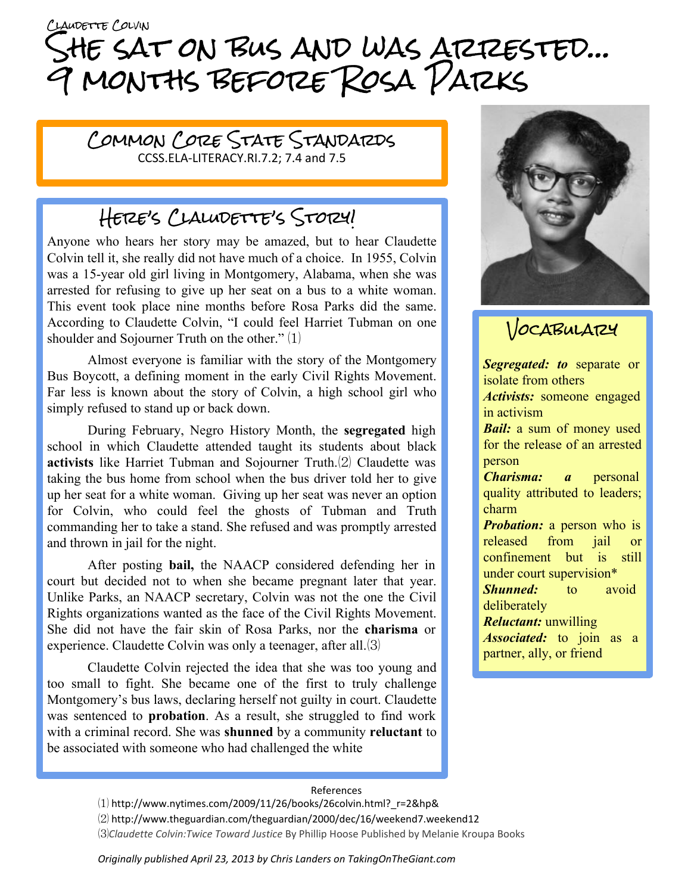Claudette Colvin

# She sat on Bus and was Arrested... 9 months Before Rosa Parks

## Common Core State Standards

CCSS.ELA-LITERACY.RI.7.2; 7.4 and 7.5

## Here's Claudette's Story!

Anyone who hears her story may be amazed, but to hear Claudette Colvin tell it, she really did not have much of a choice. In 1955, Colvin was a 15-year old girl living in Montgomery, Alabama, when she was arrested for refusing to give up her seat on a bus to a white woman. This event took place nine months before Rosa Parks did the same. According to Claudette Colvin, "I could feel Harriet Tubman on one shoulder and Sojourner Truth on the other." (1)

Almost everyone is familiar with the story of the Montgomery Bus Boycott, a defining moment in the early Civil Rights Movement. Far less is known about the story of Colvin, a high school girl who simply refused to stand up or back down.

During February, Negro History Month, the **segregated** high school in which Claudette attended taught its students about black **activists** like Harriet Tubman and Sojourner Truth.(2) Claudette was taking the bus home from school when the bus driver told her to give up her seat for a white woman. Giving up her seat was never an option for Colvin, who could feel the ghosts of Tubman and Truth commanding her to take a stand. She refused and was promptly arrested and thrown in jail for the night.

After posting **bail,** the NAACP considered defending her in court but decided not to when she became pregnant later that year. Unlike Parks, an NAACP secretary, Colvin was not the one the Civil Rights organizations wanted as the face of the Civil Rights Movement. She did not have the fair skin of Rosa Parks, nor the **charisma** or experience. Claudette Colvin was only a teenager, after all.(3)

Claudette Colvin rejected the idea that she was too young and too small to fight. She became one of the first to truly challenge Montgomery's bus laws, declaring herself not guilty in court. Claudette was sentenced to **probation**. As a result, she struggled to find work with a criminal record. She was **shunned** by a community **reluctant** to be associated with someone who had challenged the white

## Vocabulary

***Segregated:*** ***to*** separate or isolate from others

***Activists:*** someone engaged in activism

***Bail:*** a sum of money used for the release of an arrested person

***Charisma:*** ***a*** personal quality attributed to leaders; charm

***Probation:*** a person who is released from jail or confinement but is still under court supervision*

***Shunned:*** to avoid deliberately

***Reluctant:*** unwilling

***Associated:*** to join as a partner, ally, or friend

References

(1) http://www.nytimes.com/2009/11/26/books/26colvin.html?_r=2&hp&

(2) http://www.theguardian.com/theguardian/2000/dec/16/weekend7.weekend12

(3) *Claudette Colvin:Twice Toward Justice* By Phillip Hoose Published by Melanie Kroupa Books

*Originally published April 23, 2013 by Chris Landers on TakingOnTheGiant.com*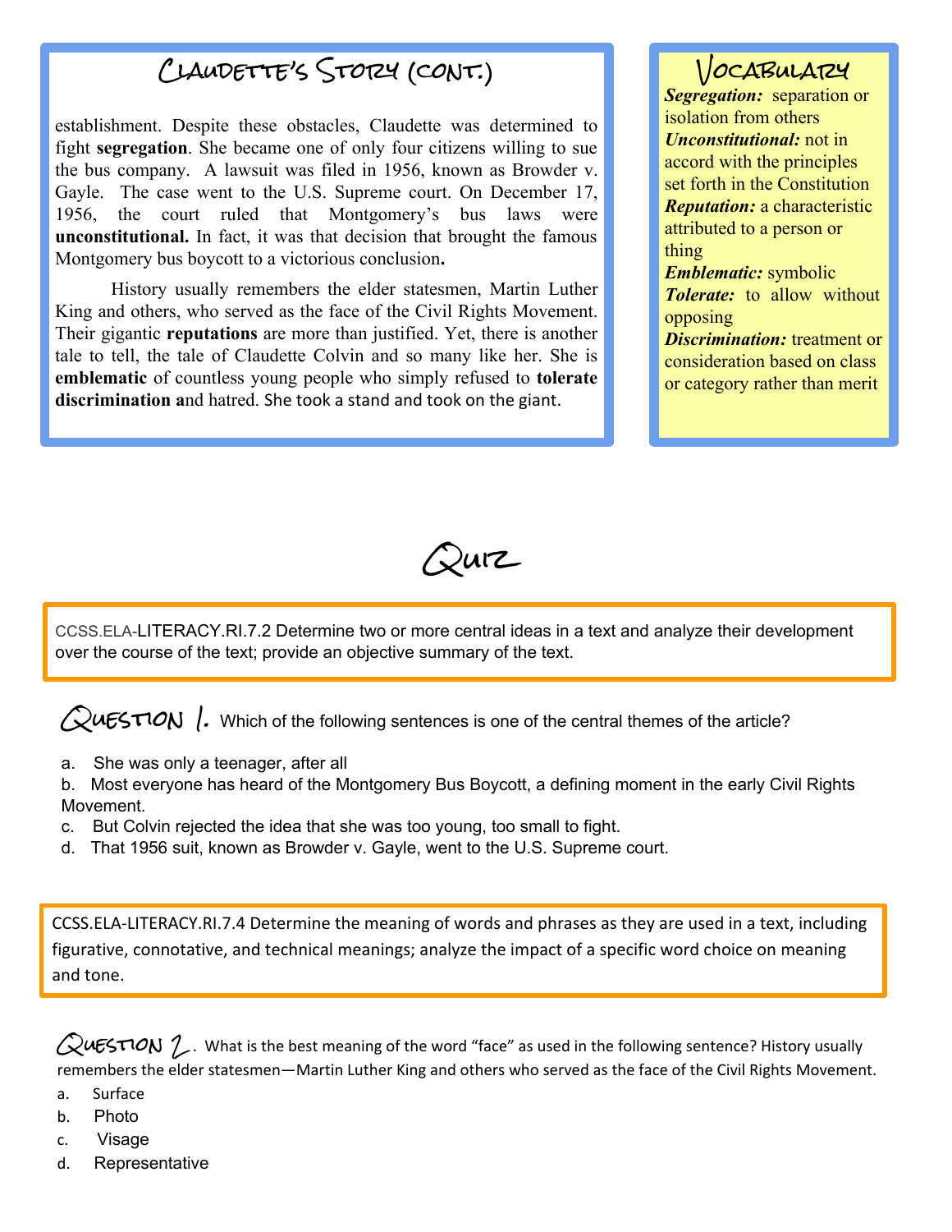## Claudette's Story (cont.)

establishment. Despite these obstacles, Claudette was determined to fight **segregation**. She became one of only four citizens willing to sue the bus company. A lawsuit was filed in 1956, known as Browder v. Gayle. The case went to the U.S. Supreme court. On December 17, 1956, the court ruled that Montgomery's bus laws were **unconstitutional.** In fact, it was that decision that brought the famous Montgomery bus boycott to a victorious conclusion**.**

History usually remembers the elder statesmen, Martin Luther King and others, who served as the face of the Civil Rights Movement. Their gigantic **reputations** are more than justified. Yet, there is another tale to tell, the tale of Claudette Colvin and so many like her. She is **emblematic** of countless young people who simply refused to **tolerate discrimination a**nd hatred. She took a stand and took on the giant.

## Vocabulary

***Segregation:*** separation or isolation from others
***Unconstitutional:*** not in accord with the principles set forth in the Constitution
***Reputation:*** a characteristic attributed to a person or thing
***Emblematic:*** symbolic
***Tolerate:*** to allow without opposing
***Discrimination:*** treatment or consideration based on class or category rather than merit

# Quiz

CCSS.ELA-LITERACY.RI.7.2 Determine two or more central ideas in a text and analyze their development over the course of the text; provide an objective summary of the text.

**Question 1.** Which of the following sentences is one of the central themes of the article?

a. She was only a teenager, after all
b. Most everyone has heard of the Montgomery Bus Boycott, a defining moment in the early Civil Rights Movement.
c. But Colvin rejected the idea that she was too young, too small to fight.
d. That 1956 suit, known as Browder v. Gayle, went to the U.S. Supreme court.

CCSS.ELA-LITERACY.RI.7.4 Determine the meaning of words and phrases as they are used in a text, including figurative, connotative, and technical meanings; analyze the impact of a specific word choice on meaning and tone.

**Question 2.** What is the best meaning of the word "face" as used in the following sentence? History usually remembers the elder statesmen—Martin Luther King and others who served as the face of the Civil Rights Movement.

a. Surface
b. Photo
c. Visage
d. Representative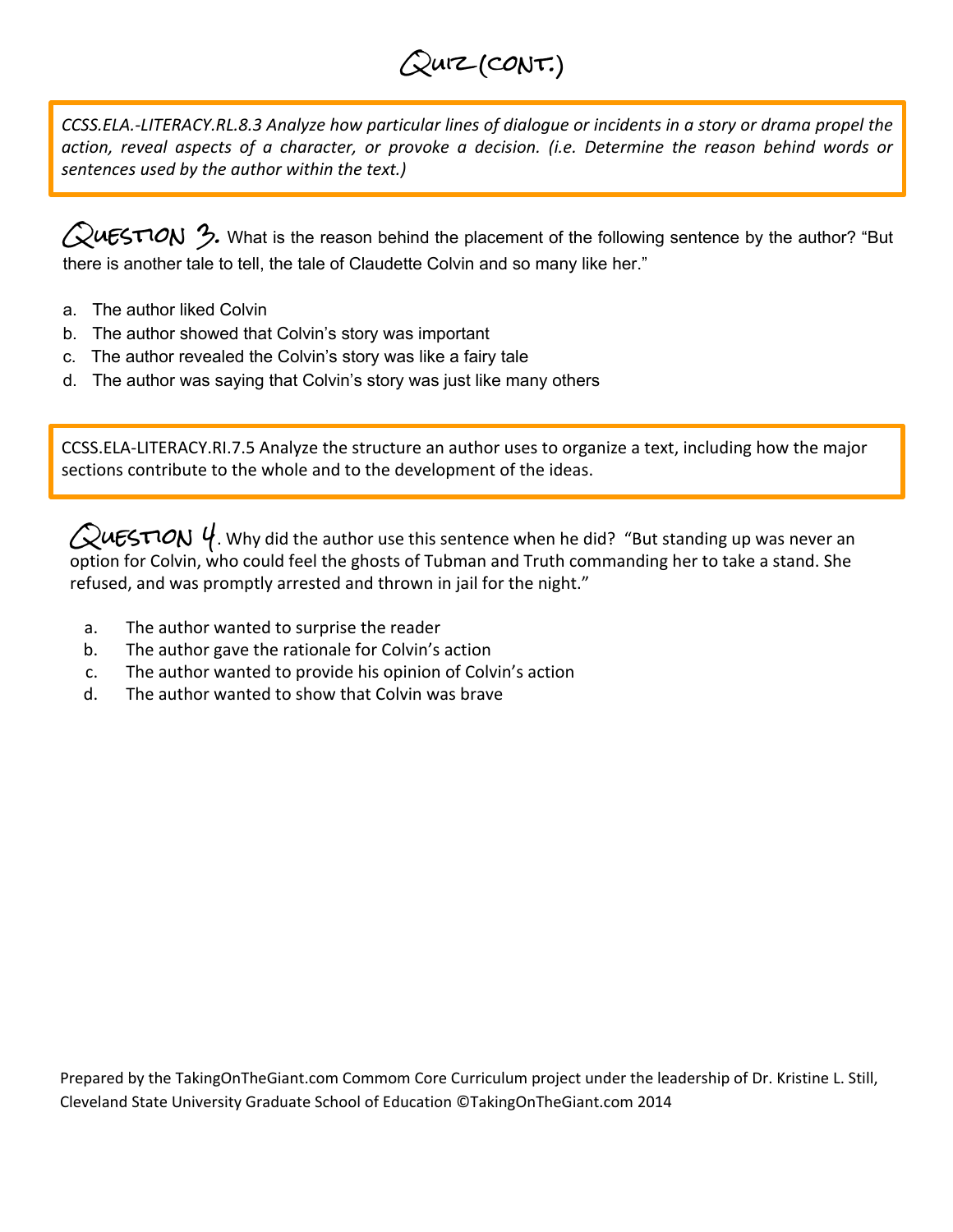# Quiz (cont.)

*CCSS.ELA.-LITERACY.RL.8.3 Analyze how particular lines of dialogue or incidents in a story or drama propel the action, reveal aspects of a character, or provoke a decision. (i.e. Determine the reason behind words or sentences used by the author within the text.)*

**Question 3.** What is the reason behind the placement of the following sentence by the author? "But there is another tale to tell, the tale of Claudette Colvin and so many like her."

a. The author liked Colvin
b. The author showed that Colvin's story was important
c. The author revealed the Colvin's story was like a fairy tale
d. The author was saying that Colvin's story was just like many others

CCSS.ELA-LITERACY.RI.7.5 Analyze the structure an author uses to organize a text, including how the major sections contribute to the whole and to the development of the ideas.

**Question 4**. Why did the author use this sentence when he did? "But standing up was never an option for Colvin, who could feel the ghosts of Tubman and Truth commanding her to take a stand. She refused, and was promptly arrested and thrown in jail for the night."

a. The author wanted to surprise the reader
b. The author gave the rationale for Colvin's action
c. The author wanted to provide his opinion of Colvin's action
d. The author wanted to show that Colvin was brave

Prepared by the TakingOnTheGiant.com Commom Core Curriculum project under the leadership of Dr. Kristine L. Still, Cleveland State University Graduate School of Education ©TakingOnTheGiant.com 2014